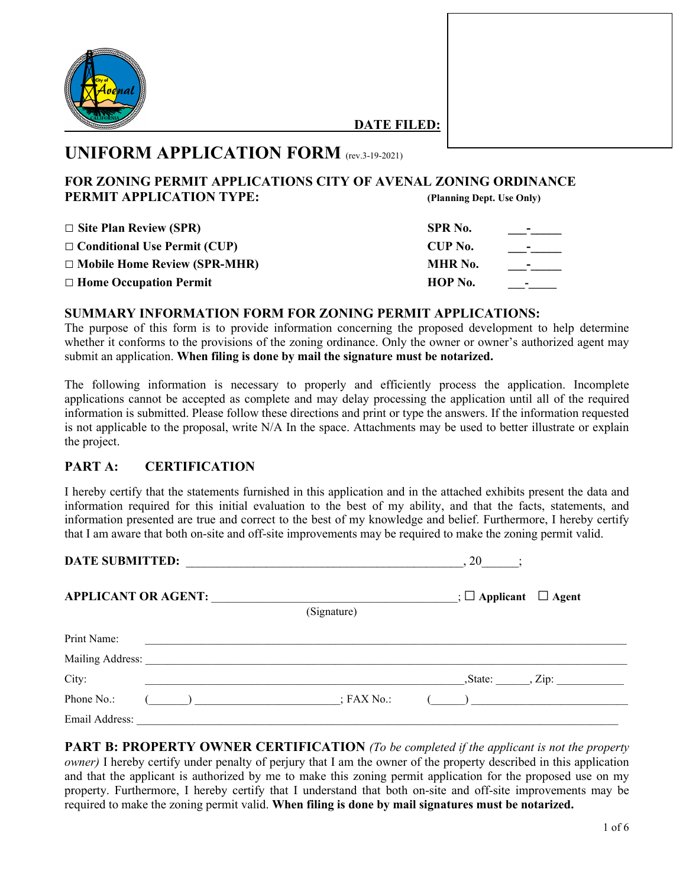**DATE FILED:**

# UNIFORM APPLICATION FORM (rev.3-19-2021)

## FOR ZONING PERMIT APPLICATIONS CITY OF AVENAL ZONING ORDINANCE

**PERMIT APPLICATION TYPE:** **(Planning Dept. Use Only)**

| | |
|---|---|
| □ **Site Plan Review (SPR)** | **SPR No.** ___-_____ |
| □ **Conditional Use Permit (CUP)** | **CUP No.** ___-_____ |
| □ **Mobile Home Review (SPR-MHR)** | **MHR No.** ___-_____ |
| □ **Home Occupation Permit** | **HOP No.** ___-_____ |

## SUMMARY INFORMATION FORM FOR ZONING PERMIT APPLICATIONS:

The purpose of this form is to provide information concerning the proposed development to help determine whether it conforms to the provisions of the zoning ordinance. Only the owner or owner's authorized agent may submit an application. **When filing is done by mail the signature must be notarized.**

The following information is necessary to properly and efficiently process the application. Incomplete applications cannot be accepted as complete and may delay processing the application until all of the required information is submitted. Please follow these directions and print or type the answers. If the information requested is not applicable to the proposal, write N/A In the space. Attachments may be used to better illustrate or explain the project.

## PART A: CERTIFICATION

I hereby certify that the statements furnished in this application and in the attached exhibits present the data and information required for this initial evaluation to the best of my ability, and that the facts, statements, and information presented are true and correct to the best of my knowledge and belief. Furthermore, I hereby certify that I am aware that both on-site and off-site improvements may be required to make the zoning permit valid.

**DATE SUBMITTED:** ______________________________________________, 20______;

**APPLICANT OR AGENT:** ________________________________________; ☐ **Applicant** ☐ **Agent**
(Signature)

Print Name: ________________________________________________________________________

Mailing Address: ____________________________________________________________________

City: ______________________________________________________,State: ______, Zip: ____________

Phone No.: (_______) _________________________; FAX No.: (______) ___________________________

Email Address: ______________________________________________________________________

**PART B: PROPERTY OWNER CERTIFICATION** *(To be completed if the applicant is not the property owner)* I hereby certify under penalty of perjury that I am the owner of the property described in this application and that the applicant is authorized by me to make this zoning permit application for the proposed use on my property. Furthermore, I hereby certify that I understand that both on-site and off-site improvements may be required to make the zoning permit valid. **When filing is done by mail signatures must be notarized.**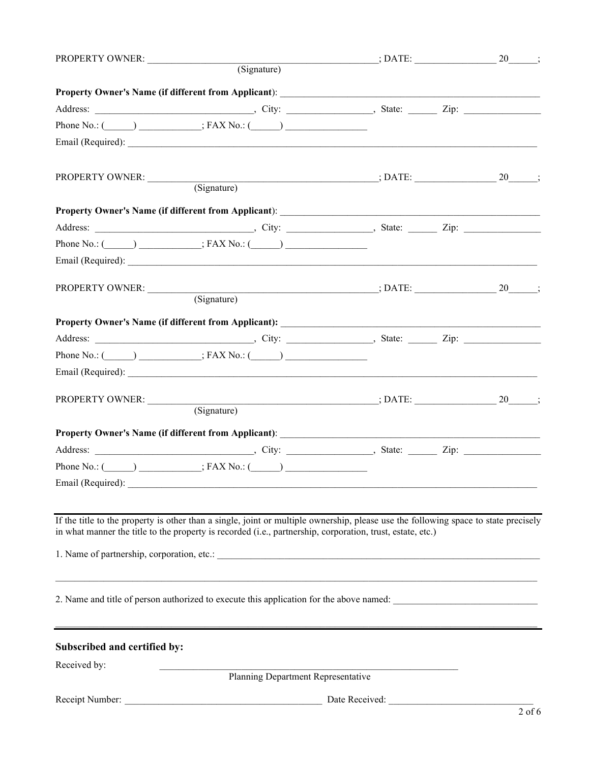PROPERTY OWNER: \_\_\_\_\_\_\_\_\_\_\_\_\_\_\_\_\_\_\_\_\_\_\_\_\_\_\_\_\_\_\_\_\_\_\_\_\_\_\_\_\_\_\_\_\_\_; DATE: \_\_\_\_\_\_\_\_\_\_\_\_\_\_\_\_ 20\_\_\_\_\_\_;
(Signature)

**Property Owner's Name (if different from Applicant)**: \_\_\_\_\_\_\_\_\_\_\_\_\_\_\_\_\_\_\_\_\_\_\_\_\_\_\_\_\_\_\_\_\_\_\_\_\_\_\_\_\_\_\_\_\_\_\_\_\_\_\_\_

Address: \_\_\_\_\_\_\_\_\_\_\_\_\_\_\_\_\_\_\_\_\_\_\_\_\_\_\_\_\_\_\_\_, City: \_\_\_\_\_\_\_\_\_\_\_\_\_\_\_\_\_, State: \_\_\_\_\_\_ Zip: \_\_\_\_\_\_\_\_\_\_\_\_\_\_\_\_

Phone No.: (\_\_\_\_\_\_) \_\_\_\_\_\_\_\_\_\_\_\_\_; FAX No.: (\_\_\_\_\_\_) \_\_\_\_\_\_\_\_\_\_\_\_\_\_\_\_

Email (Required): \_\_\_\_\_\_\_\_\_\_\_\_\_\_\_\_\_\_\_\_\_\_\_\_\_\_\_\_\_\_\_\_\_\_\_\_\_\_\_\_\_\_\_\_\_\_\_\_\_\_\_\_\_\_\_\_\_\_\_\_\_\_\_\_\_\_\_\_\_\_\_\_\_\_\_\_\_\_\_\_\_\_\_\_\_\_

PROPERTY OWNER: \_\_\_\_\_\_\_\_\_\_\_\_\_\_\_\_\_\_\_\_\_\_\_\_\_\_\_\_\_\_\_\_\_\_\_\_\_\_\_\_\_\_\_\_\_\_; DATE: \_\_\_\_\_\_\_\_\_\_\_\_\_\_\_\_ 20\_\_\_\_\_\_;
(Signature)

**Property Owner's Name (if different from Applicant)**: \_\_\_\_\_\_\_\_\_\_\_\_\_\_\_\_\_\_\_\_\_\_\_\_\_\_\_\_\_\_\_\_\_\_\_\_\_\_\_\_\_\_\_\_\_\_\_\_\_\_\_\_

Address: \_\_\_\_\_\_\_\_\_\_\_\_\_\_\_\_\_\_\_\_\_\_\_\_\_\_\_\_\_\_\_\_, City: \_\_\_\_\_\_\_\_\_\_\_\_\_\_\_\_\_, State: \_\_\_\_\_\_ Zip: \_\_\_\_\_\_\_\_\_\_\_\_\_\_\_\_

Phone No.: (\_\_\_\_\_\_) \_\_\_\_\_\_\_\_\_\_\_\_\_; FAX No.: (\_\_\_\_\_\_) \_\_\_\_\_\_\_\_\_\_\_\_\_\_\_\_

Email (Required): \_\_\_\_\_\_\_\_\_\_\_\_\_\_\_\_\_\_\_\_\_\_\_\_\_\_\_\_\_\_\_\_\_\_\_\_\_\_\_\_\_\_\_\_\_\_\_\_\_\_\_\_\_\_\_\_\_\_\_\_\_\_\_\_\_\_\_\_\_\_\_\_\_\_\_\_\_\_\_\_\_\_\_\_\_\_

PROPERTY OWNER: \_\_\_\_\_\_\_\_\_\_\_\_\_\_\_\_\_\_\_\_\_\_\_\_\_\_\_\_\_\_\_\_\_\_\_\_\_\_\_\_\_\_\_\_\_\_; DATE: \_\_\_\_\_\_\_\_\_\_\_\_\_\_\_\_ 20\_\_\_\_\_\_;
(Signature)

**Property Owner's Name (if different from Applicant):** \_\_\_\_\_\_\_\_\_\_\_\_\_\_\_\_\_\_\_\_\_\_\_\_\_\_\_\_\_\_\_\_\_\_\_\_\_\_\_\_\_\_\_\_\_\_\_\_\_\_\_\_

Address: \_\_\_\_\_\_\_\_\_\_\_\_\_\_\_\_\_\_\_\_\_\_\_\_\_\_\_\_\_\_\_\_, City: \_\_\_\_\_\_\_\_\_\_\_\_\_\_\_\_\_, State: \_\_\_\_\_\_ Zip: \_\_\_\_\_\_\_\_\_\_\_\_\_\_\_\_

Phone No.: (\_\_\_\_\_\_) \_\_\_\_\_\_\_\_\_\_\_\_\_; FAX No.: (\_\_\_\_\_\_) \_\_\_\_\_\_\_\_\_\_\_\_\_\_\_\_

Email (Required): \_\_\_\_\_\_\_\_\_\_\_\_\_\_\_\_\_\_\_\_\_\_\_\_\_\_\_\_\_\_\_\_\_\_\_\_\_\_\_\_\_\_\_\_\_\_\_\_\_\_\_\_\_\_\_\_\_\_\_\_\_\_\_\_\_\_\_\_\_\_\_\_\_\_\_\_\_\_\_\_\_\_\_\_\_\_

PROPERTY OWNER: \_\_\_\_\_\_\_\_\_\_\_\_\_\_\_\_\_\_\_\_\_\_\_\_\_\_\_\_\_\_\_\_\_\_\_\_\_\_\_\_\_\_\_\_\_\_; DATE: \_\_\_\_\_\_\_\_\_\_\_\_\_\_\_\_ 20\_\_\_\_\_\_;
(Signature)

**Property Owner's Name (if different from Applicant)**: \_\_\_\_\_\_\_\_\_\_\_\_\_\_\_\_\_\_\_\_\_\_\_\_\_\_\_\_\_\_\_\_\_\_\_\_\_\_\_\_\_\_\_\_\_\_\_\_\_\_\_\_

Address: \_\_\_\_\_\_\_\_\_\_\_\_\_\_\_\_\_\_\_\_\_\_\_\_\_\_\_\_\_\_\_\_, City: \_\_\_\_\_\_\_\_\_\_\_\_\_\_\_\_\_, State: \_\_\_\_\_\_ Zip: \_\_\_\_\_\_\_\_\_\_\_\_\_\_\_\_

Phone No.: (\_\_\_\_\_\_) \_\_\_\_\_\_\_\_\_\_\_\_\_; FAX No.: (\_\_\_\_\_\_) \_\_\_\_\_\_\_\_\_\_\_\_\_\_\_\_

Email (Required): \_\_\_\_\_\_\_\_\_\_\_\_\_\_\_\_\_\_\_\_\_\_\_\_\_\_\_\_\_\_\_\_\_\_\_\_\_\_\_\_\_\_\_\_\_\_\_\_\_\_\_\_\_\_\_\_\_\_\_\_\_\_\_\_\_\_\_\_\_\_\_\_\_\_\_\_\_\_\_\_\_\_\_\_\_\_

---

If the title to the property is other than a single, joint or multiple ownership, please use the following space to state precisely in what manner the title to the property is recorded (i.e., partnership, corporation, trust, estate, etc.)

1. Name of partnership, corporation, etc.: \_\_\_\_\_\_\_\_\_\_\_\_\_\_\_\_\_\_\_\_\_\_\_\_\_\_\_\_\_\_\_\_\_\_\_\_\_\_\_\_\_\_\_\_\_\_\_\_\_\_\_\_\_\_\_\_\_\_\_\_\_\_\_\_\_\_\_\_

\_\_\_\_\_\_\_\_\_\_\_\_\_\_\_\_\_\_\_\_\_\_\_\_\_\_\_\_\_\_\_\_\_\_\_\_\_\_\_\_\_\_\_\_\_\_\_\_\_\_\_\_\_\_\_\_\_\_\_\_\_\_\_\_\_\_\_\_\_\_\_\_\_\_\_\_\_\_\_\_\_\_\_\_\_\_\_\_\_\_\_\_\_\_\_\_\_\_\_\_\_\_\_\_\_\_

2. Name and title of person authorized to execute this application for the above named: \_\_\_\_\_\_\_\_\_\_\_\_\_\_\_\_\_\_\_\_\_\_\_\_\_\_\_\_\_\_

\_\_\_\_\_\_\_\_\_\_\_\_\_\_\_\_\_\_\_\_\_\_\_\_\_\_\_\_\_\_\_\_\_\_\_\_\_\_\_\_\_\_\_\_\_\_\_\_\_\_\_\_\_\_\_\_\_\_\_\_\_\_\_\_\_\_\_\_\_\_\_\_\_\_\_\_\_\_\_\_\_\_\_\_\_\_\_\_\_\_\_\_\_\_\_\_\_\_\_\_\_\_\_\_\_\_

---

### Subscribed and certified by:

Received by: \_\_\_\_\_\_\_\_\_\_\_\_\_\_\_\_\_\_\_\_\_\_\_\_\_\_\_\_\_\_\_\_\_\_\_\_\_\_\_\_\_\_\_\_\_\_\_\_\_\_\_\_\_\_\_\_\_\_\_\_
Planning Department Representative

Receipt Number: \_\_\_\_\_\_\_\_\_\_\_\_\_\_\_\_\_\_\_\_\_\_\_\_\_\_\_\_\_\_\_\_\_\_\_\_\_\_\_\_\_ Date Received: \_\_\_\_\_\_\_\_\_\_\_\_\_\_\_\_\_\_\_\_\_\_\_\_\_\_\_\_\_\_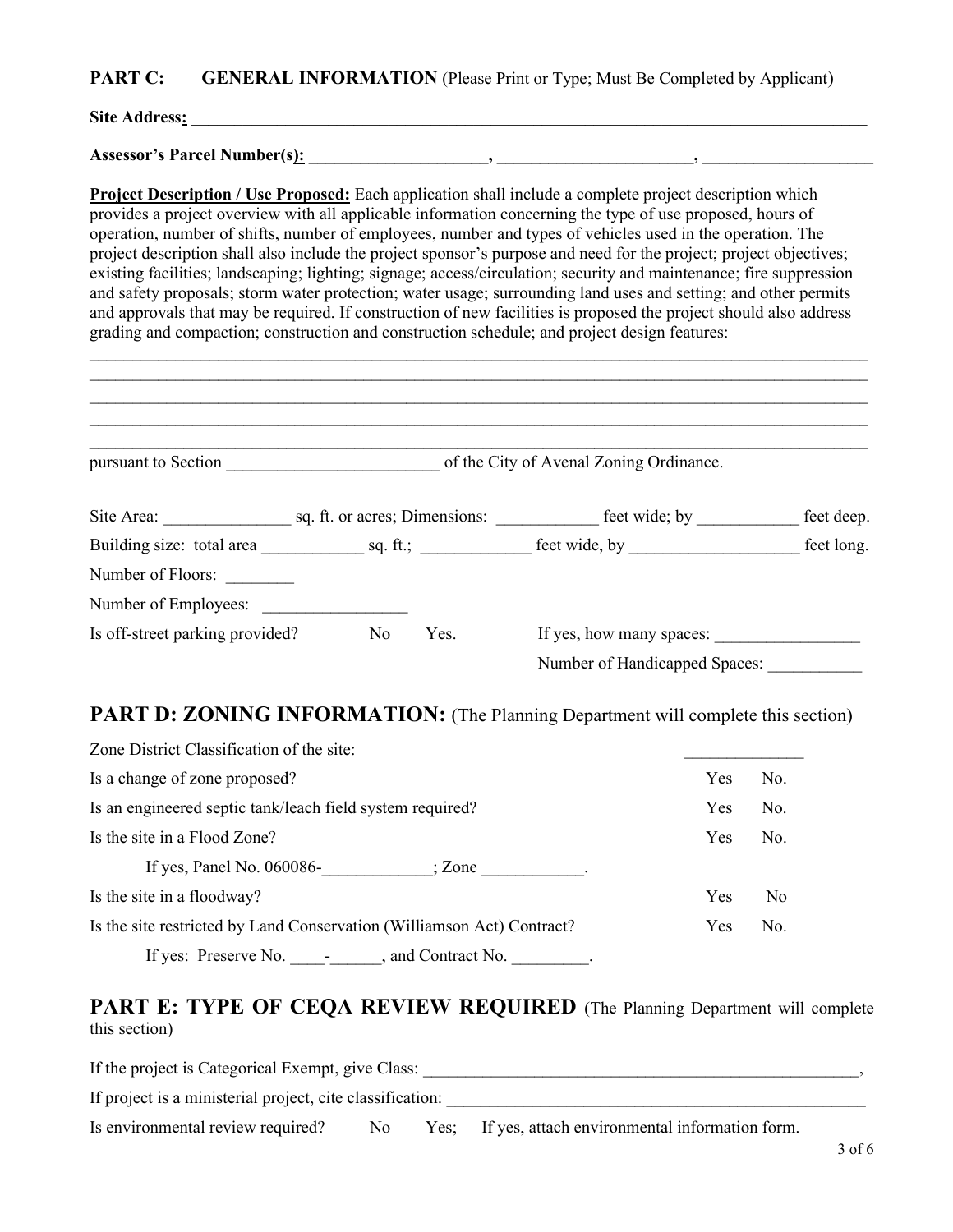**PART C: GENERAL INFORMATION** (Please Print or Type; Must Be Completed by Applicant)

**Site Address:** ______________________________________________________________________________

**Assessor's Parcel Number(s):** ____________________, ______________________, ___________________

**Project Description / Use Proposed:** Each application shall include a complete project description which provides a project overview with all applicable information concerning the type of use proposed, hours of operation, number of shifts, number of employees, number and types of vehicles used in the operation. The project description shall also include the project sponsor's purpose and need for the project; project objectives; existing facilities; landscaping; lighting; signage; access/circulation; security and maintenance; fire suppression and safety proposals; storm water protection; water usage; surrounding land uses and setting; and other permits and approvals that may be required. If construction of new facilities is proposed the project should also address grading and compaction; construction and construction schedule; and project design features:

______________________________________________________________________________________________
______________________________________________________________________________________________
______________________________________________________________________________________________
______________________________________________________________________________________________
______________________________________________________________________________________________

pursuant to Section ________________________ of the City of Avenal Zoning Ordinance.

Site Area: ______________ sq. ft. or acres; Dimensions: ___________ feet wide; by ___________ feet deep.

Building size: total area ___________ sq. ft.; ____________ feet wide, by ___________________ feet long.

Number of Floors: ________

Number of Employees: ________________

Is off-street parking provided? No Yes. If yes, how many spaces: ________________

Number of Handicapped Spaces: __________

## PART D: ZONING INFORMATION: (The Planning Department will complete this section)

Zone District Classification of the site: ______________

Is a change of zone proposed? Yes No.

Is an engineered septic tank/leach field system required? Yes No.

Is the site in a Flood Zone? Yes No.

If yes, Panel No. 060086-____________; Zone ___________.

Is the site in a floodway? Yes No

Is the site restricted by Land Conservation (Williamson Act) Contract? Yes No.

If yes: Preserve No. ____-______, and Contract No. _________.

## PART E: TYPE OF CEQA REVIEW REQUIRED (The Planning Department will complete this section)

If the project is Categorical Exempt, give Class: _____________________________________________,

If project is a ministerial project, cite classification: ____________________________________________

Is environmental review required? No Yes; If yes, attach environmental information form.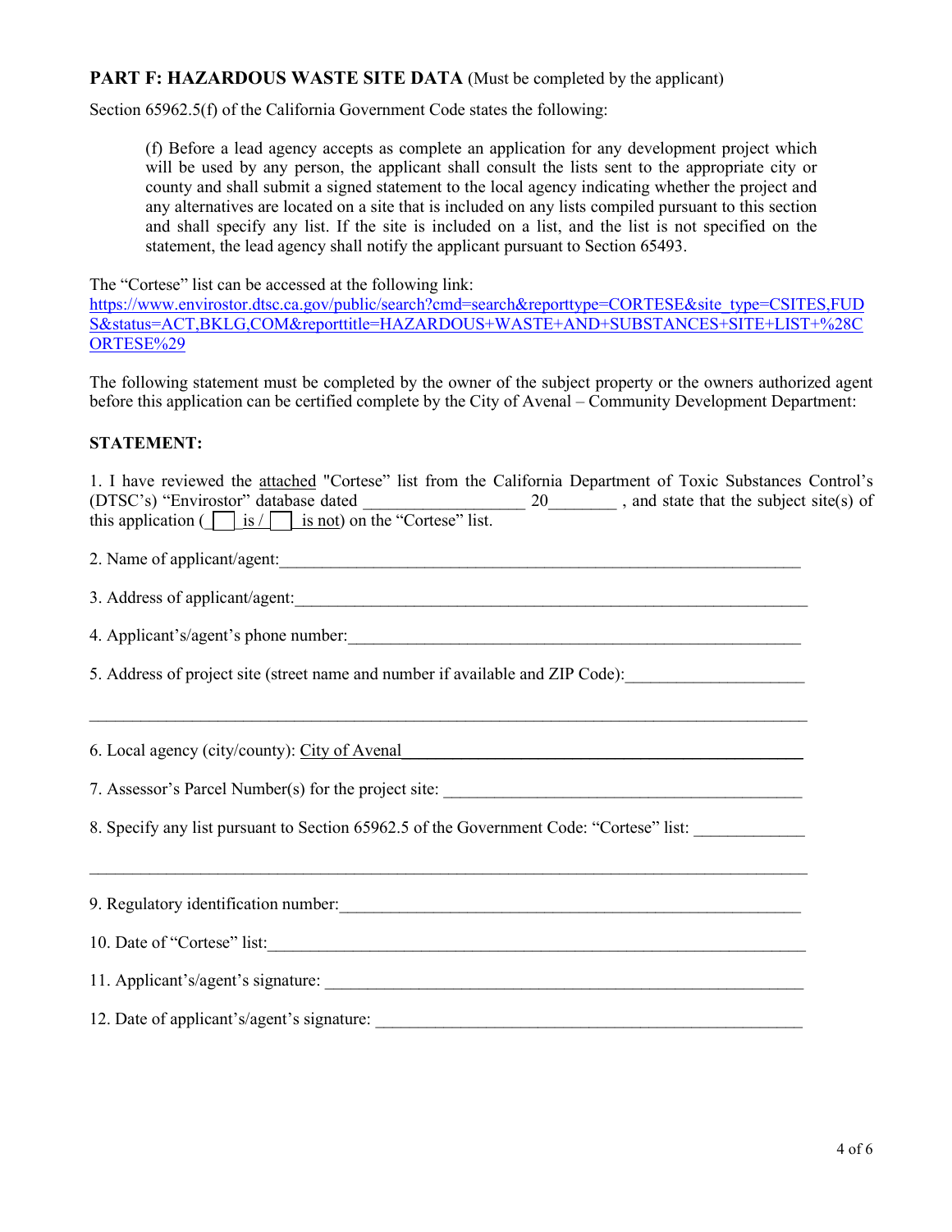**PART F: HAZARDOUS WASTE SITE DATA** (Must be completed by the applicant)

Section 65962.5(f) of the California Government Code states the following:

> (f) Before a lead agency accepts as complete an application for any development project which will be used by any person, the applicant shall consult the lists sent to the appropriate city or county and shall submit a signed statement to the local agency indicating whether the project and any alternatives are located on a site that is included on any lists compiled pursuant to this section and shall specify any list. If the site is included on a list, and the list is not specified on the statement, the lead agency shall notify the applicant pursuant to Section 65493.

The "Cortese" list can be accessed at the following link:
https://www.envirostor.dtsc.ca.gov/public/search?cmd=search&reporttype=CORTESE&site_type=CSITES,FUDS&status=ACT,BKLG,COM&reporttitle=HAZARDOUS+WASTE+AND+SUBSTANCES+SITE+LIST+%28CORTESE%29

The following statement must be completed by the owner of the subject property or the owners authorized agent before this application can be certified complete by the City of Avenal – Community Development Department:

**STATEMENT:**

1. I have reviewed the attached "Cortese" list from the California Department of Toxic Substances Control's (DTSC's) "Envirostor" database dated __________________ 20________ , and state that the subject site(s) of this application ( ☐ is / ☐ is not) on the "Cortese" list.

2. Name of applicant/agent:______________________________________________________________

3. Address of applicant/agent:____________________________________________________________

4. Applicant's/agent's phone number:______________________________________________________

5. Address of project site (street name and number if available and ZIP Code):____________________

_________________________________________________________________________________

6. Local agency (city/county): City of Avenal

7. Assessor's Parcel Number(s) for the project site: __________________________________________

8. Specify any list pursuant to Section 65962.5 of the Government Code: "Cortese" list: ____________

_________________________________________________________________________________

9. Regulatory identification number:_______________________________________________________

10. Date of "Cortese" list:_______________________________________________________________

11. Applicant's/agent's signature: _________________________________________________________

12. Date of applicant's/agent's signature: ___________________________________________________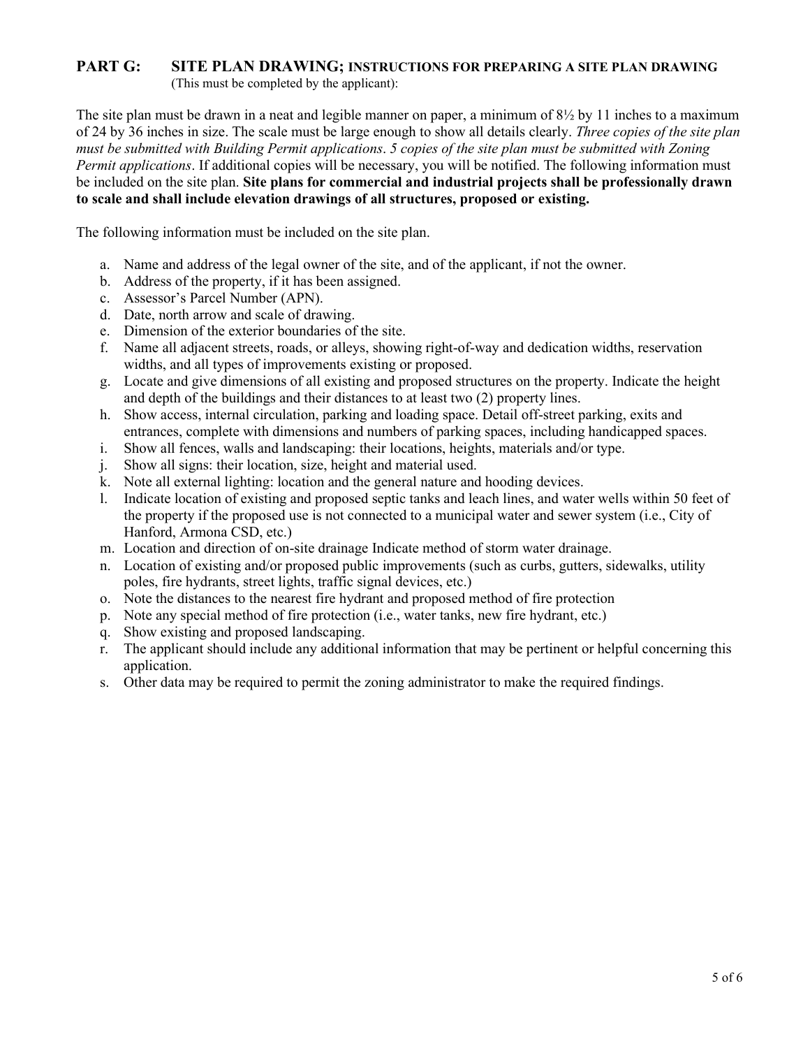## PART G: SITE PLAN DRAWING; INSTRUCTIONS FOR PREPARING A SITE PLAN DRAWING

(This must be completed by the applicant):

The site plan must be drawn in a neat and legible manner on paper, a minimum of 8½ by 11 inches to a maximum of 24 by 36 inches in size. The scale must be large enough to show all details clearly. *Three copies of the site plan must be submitted with Building Permit applications*. *5 copies of the site plan must be submitted with Zoning Permit applications*. If additional copies will be necessary, you will be notified. The following information must be included on the site plan. **Site plans for commercial and industrial projects shall be professionally drawn to scale and shall include elevation drawings of all structures, proposed or existing.**

The following information must be included on the site plan.

a. Name and address of the legal owner of the site, and of the applicant, if not the owner.
b. Address of the property, if it has been assigned.
c. Assessor's Parcel Number (APN).
d. Date, north arrow and scale of drawing.
e. Dimension of the exterior boundaries of the site.
f. Name all adjacent streets, roads, or alleys, showing right-of-way and dedication widths, reservation widths, and all types of improvements existing or proposed.
g. Locate and give dimensions of all existing and proposed structures on the property. Indicate the height and depth of the buildings and their distances to at least two (2) property lines.
h. Show access, internal circulation, parking and loading space. Detail off-street parking, exits and entrances, complete with dimensions and numbers of parking spaces, including handicapped spaces.
i. Show all fences, walls and landscaping: their locations, heights, materials and/or type.
j. Show all signs: their location, size, height and material used.
k. Note all external lighting: location and the general nature and hooding devices.
l. Indicate location of existing and proposed septic tanks and leach lines, and water wells within 50 feet of the property if the proposed use is not connected to a municipal water and sewer system (i.e., City of Hanford, Armona CSD, etc.)
m. Location and direction of on-site drainage Indicate method of storm water drainage.
n. Location of existing and/or proposed public improvements (such as curbs, gutters, sidewalks, utility poles, fire hydrants, street lights, traffic signal devices, etc.)
o. Note the distances to the nearest fire hydrant and proposed method of fire protection
p. Note any special method of fire protection (i.e., water tanks, new fire hydrant, etc.)
q. Show existing and proposed landscaping.
r. The applicant should include any additional information that may be pertinent or helpful concerning this application.
s. Other data may be required to permit the zoning administrator to make the required findings.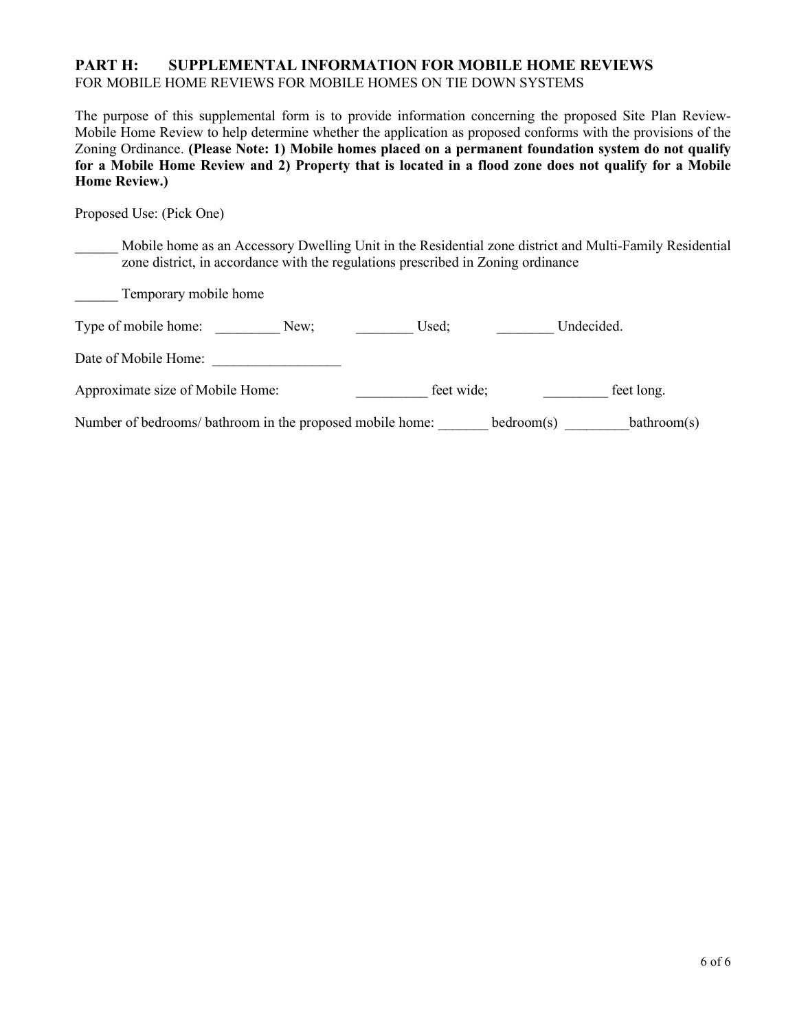## PART H: SUPPLEMENTAL INFORMATION FOR MOBILE HOME REVIEWS

FOR MOBILE HOME REVIEWS FOR MOBILE HOMES ON TIE DOWN SYSTEMS

The purpose of this supplemental form is to provide information concerning the proposed Site Plan Review-Mobile Home Review to help determine whether the application as proposed conforms with the provisions of the Zoning Ordinance. **(Please Note: 1) Mobile homes placed on a permanent foundation system do not qualify for a Mobile Home Review and 2) Property that is located in a flood zone does not qualify for a Mobile Home Review.)**

Proposed Use: (Pick One)

______ Mobile home as an Accessory Dwelling Unit in the Residential zone district and Multi-Family Residential zone district, in accordance with the regulations prescribed in Zoning ordinance

______ Temporary mobile home

Type of mobile home: _________ New; ________ Used; ________ Undecided.

Date of Mobile Home: __________________

Approximate size of Mobile Home: __________ feet wide; _________ feet long.

Number of bedrooms/ bathroom in the proposed mobile home: _______ bedroom(s) _________bathroom(s)